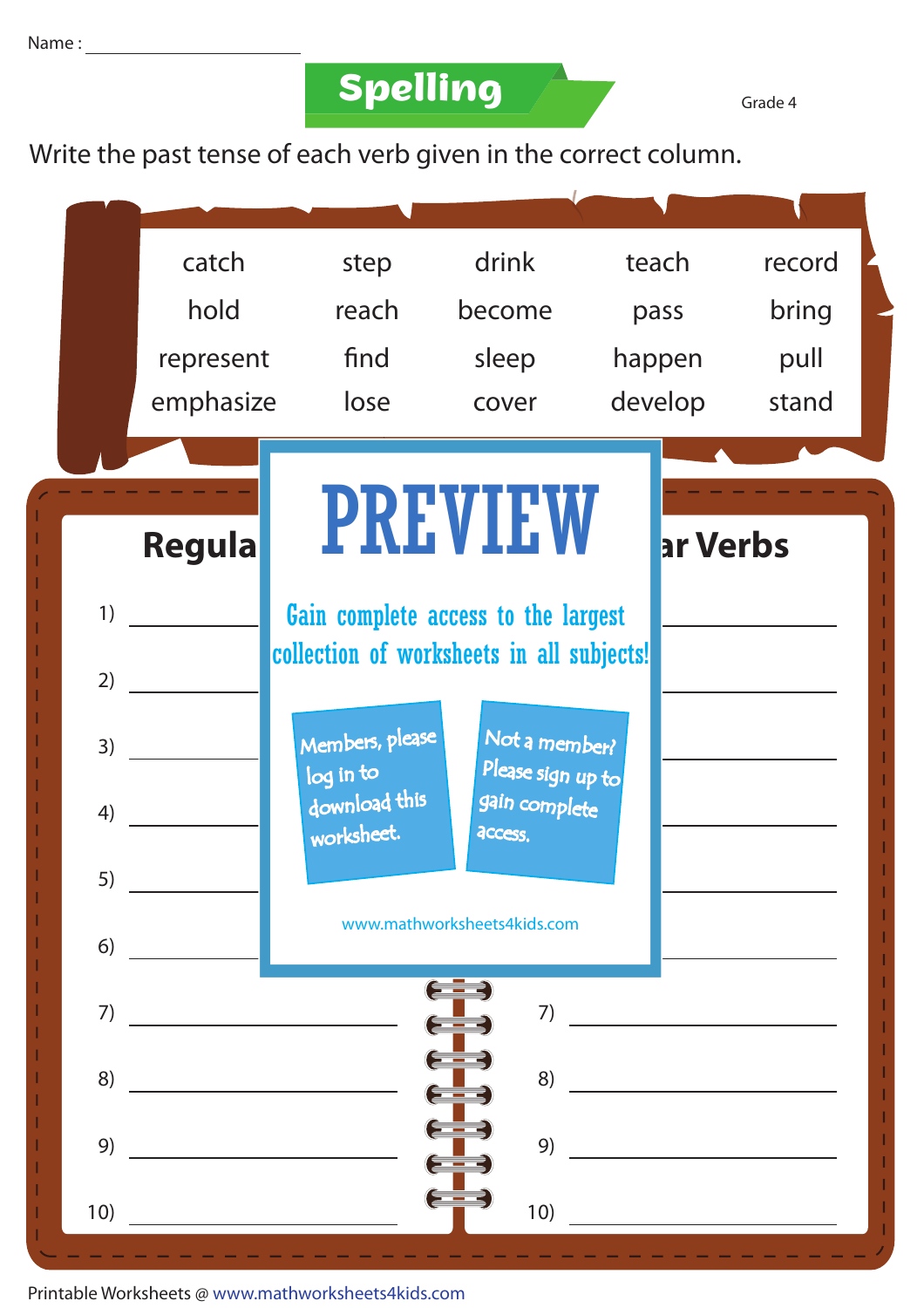Name : ____________________

# Spelling

Grade 4

Write the past tense of each verb given in the correct column.

| | | | | |
|---|---|---|---|---|
| catch | step | drink | teach | record |
| hold | reach | become | pass | bring |
| represent | find | sleep | happen | pull |
| emphasize | lose | cover | develop | stand |

PREVIEW

Gain complete access to the largest collection of worksheets in all subjects!

Members, please log in to download this worksheet.

Not a member? Please sign up to gain complete access.

www.mathworksheets4kids.com

## Regula... / ...ar Verbs

| Regula... | ...ar Verbs |
|---|---|
| 1) ____________ | ____________ |
| 2) ____________ | ____________ |
| 3) ____________ | ____________ |
| 4) ____________ | ____________ |
| 5) ____________ | ____________ |
| 6) ____________ | ____________ |
| 7) ____________ | 7) ____________ |
| 8) ____________ | 8) ____________ |
| 9) ____________ | 9) ____________ |
| 10) ____________ | 10) ____________ |

Printable Worksheets @ www.mathworksheets4kids.com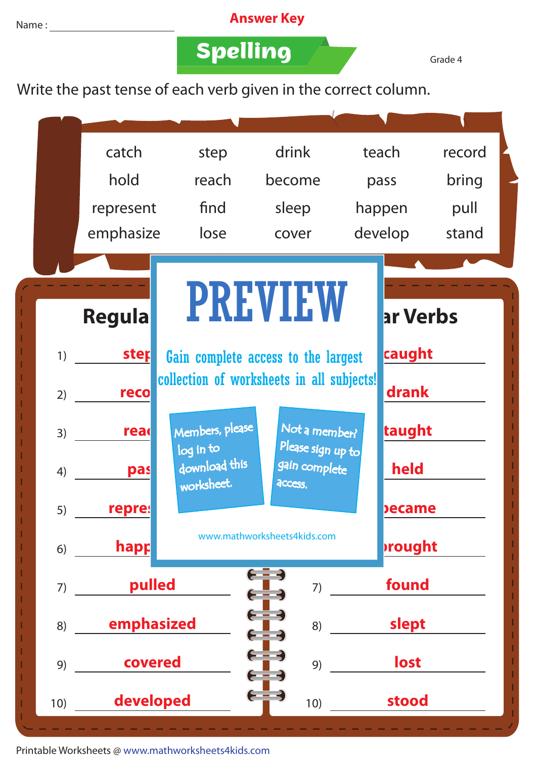Name : ____________________

**Answer Key**

# Spelling

Grade 4

Write the past tense of each verb given in the correct column.

| | | | | |
|---|---|---|---|---|
| catch | step | drink | teach | record |
| hold | reach | become | pass | bring |
| represent | find | sleep | happen | pull |
| emphasize | lose | cover | develop | stand |

**PREVIEW**

Gain complete access to the largest collection of worksheets in all subjects!

Members, please log in to download this worksheet.

Not a member? Please sign up to gain complete access.

www.mathworksheets4kids.com

## Regula... | ...ar Verbs

| Regular Verbs | | Irregular Verbs |
|---|---|---|
| 1) | step... | caught |
| 2) | reco... | drank |
| 3) | rea... | taught |
| 4) | pas... | held |
| 5) | repre... | ...ecame |
| 6) | happ... | ...rought |
| 7) | pulled | found |
| 8) | emphasized | slept |
| 9) | covered | lost |
| 10) | developed | stood |

Printable Worksheets @ www.mathworksheets4kids.com